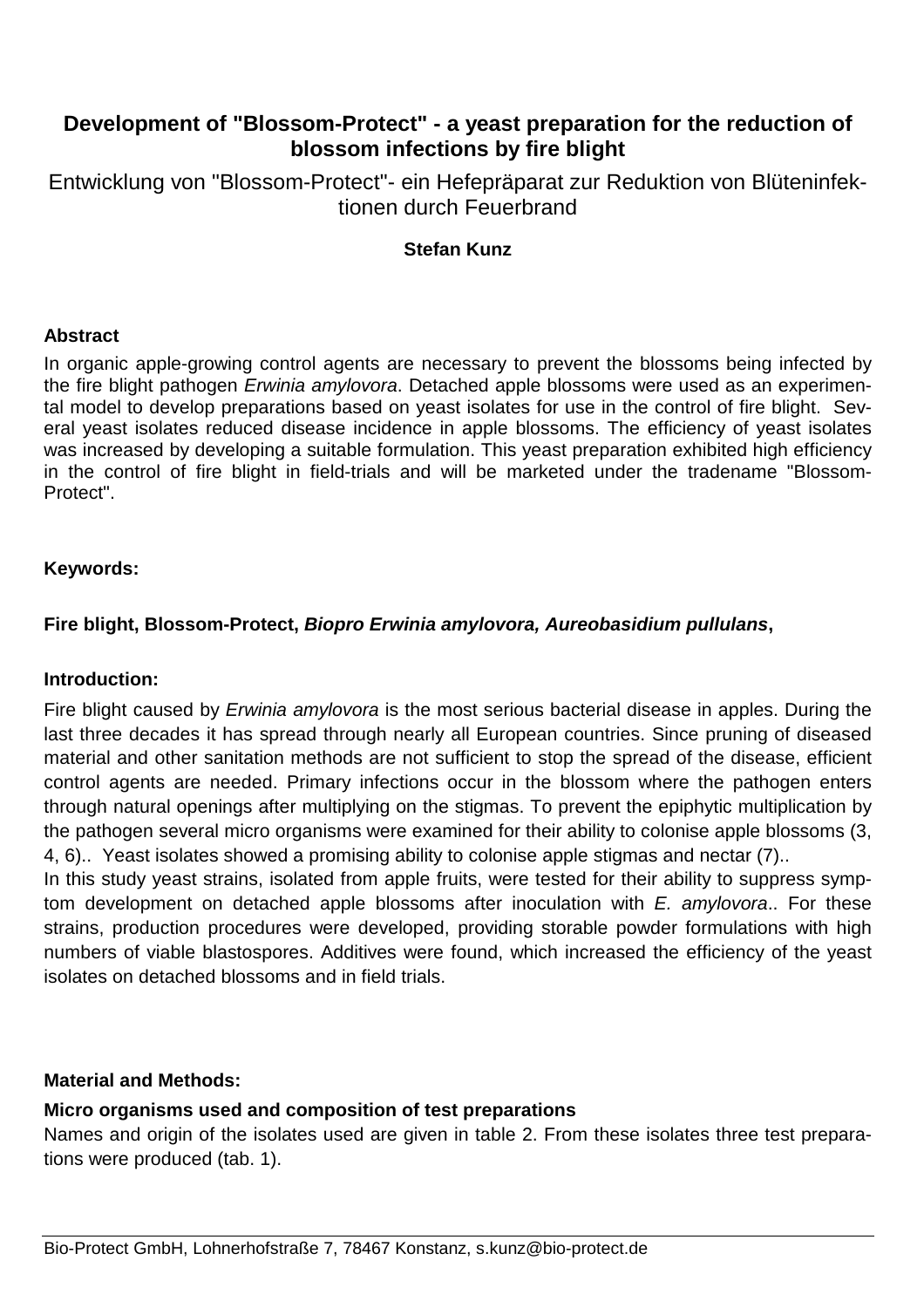# Development of "Blossom-Protect" - a yeast preparation for the reduction of blossom infections by fire blight

## Entwicklung von "Blossom-Protect"- ein Hefepräparat zur Reduktion von Blüteninfektionen durch Feuerbrand

**Stefan Kunz**

### Abstract

In organic apple-growing control agents are necessary to prevent the blossoms being infected by the fire blight pathogen *Erwinia amylovora*. Detached apple blossoms were used as an experimental model to develop preparations based on yeast isolates for use in the control of fire blight. Several yeast isolates reduced disease incidence in apple blossoms. The efficiency of yeast isolates was increased by developing a suitable formulation. This yeast preparation exhibited high efficiency in the control of fire blight in field-trials and will be marketed under the tradename "Blossom-Protect".

### Keywords:

**Fire blight, Blossom-Protect, *Biopro Erwinia amylovora, Aureobasidium pullulans*,**

### Introduction:

Fire blight caused by *Erwinia amylovora* is the most serious bacterial disease in apples. During the last three decades it has spread through nearly all European countries. Since pruning of diseased material and other sanitation methods are not sufficient to stop the spread of the disease, efficient control agents are needed. Primary infections occur in the blossom where the pathogen enters through natural openings after multiplying on the stigmas. To prevent the epiphytic multiplication by the pathogen several micro organisms were examined for their ability to colonise apple blossoms (3, 4, 6).. Yeast isolates showed a promising ability to colonise apple stigmas and nectar (7)..

In this study yeast strains, isolated from apple fruits, were tested for their ability to suppress symptom development on detached apple blossoms after inoculation with *E. amylovora*.. For these strains, production procedures were developed, providing storable powder formulations with high numbers of viable blastospores. Additives were found, which increased the efficiency of the yeast isolates on detached blossoms and in field trials.

### Material and Methods:

#### Micro organisms used and composition of test preparations

Names and origin of the isolates used are given in table 2. From these isolates three test preparations were produced (tab. 1).

Bio-Protect GmbH, Lohnerhofstraße 7, 78467 Konstanz, s.kunz@bio-protect.de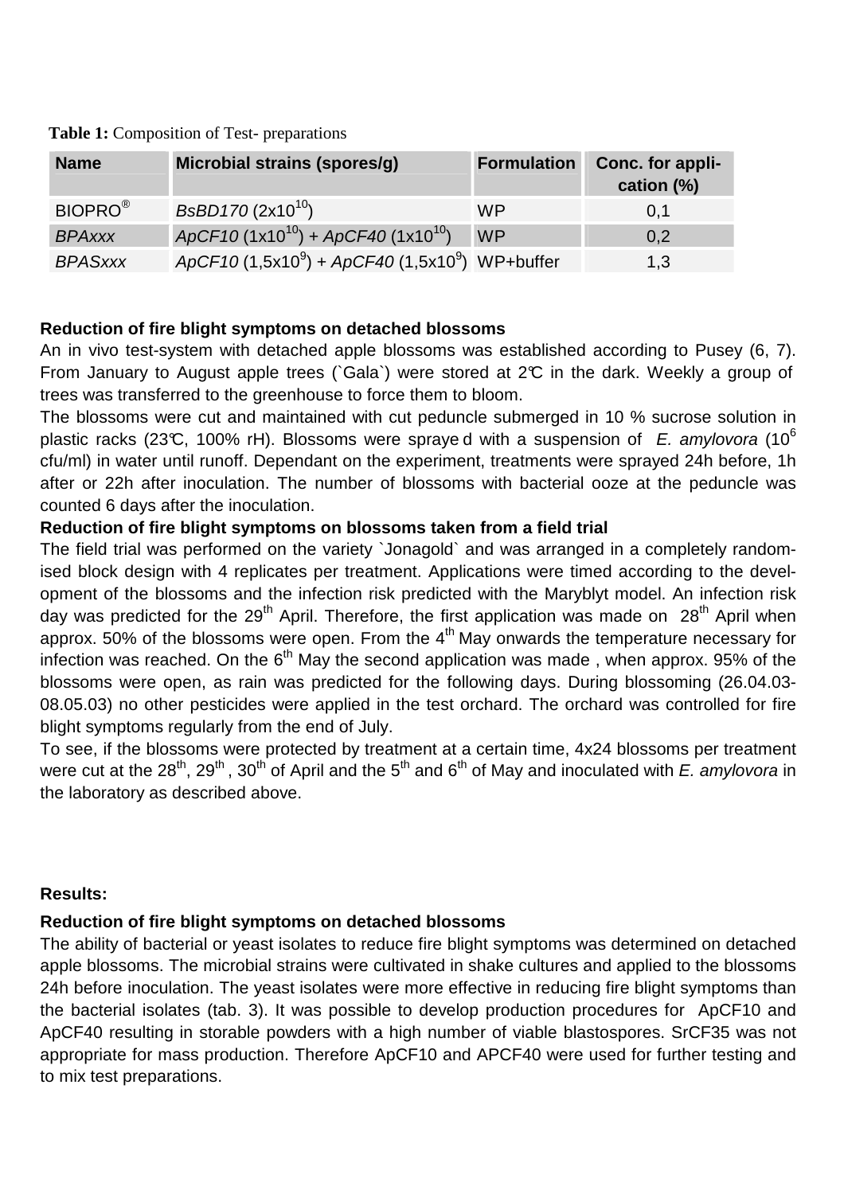**Table 1:** Composition of Test- preparations

| Name | Microbial strains (spores/g) | Formulation | Conc. for application (%) |
|---|---|---|---|
| BIOPRO® | *BsBD170* ($2x10^{10}$) | WP | 0,1 |
| *BPAxxx* | *ApCF10* ($1x10^{10}$) + *ApCF40* ($1x10^{10}$) | WP | 0,2 |
| *BPASxxx* | *ApCF10* ($1,5x10^{9}$) + *ApCF40* ($1,5x10^{9}$) | WP+buffer | 1,3 |

**Reduction of fire blight symptoms on detached blossoms**

An in vivo test-system with detached apple blossoms was established according to Pusey (6, 7). From January to August apple trees (`Gala`) were stored at 2°C in the dark. Weekly a group of trees was transferred to the greenhouse to force them to bloom.

The blossoms were cut and maintained with cut peduncle submerged in 10 % sucrose solution in plastic racks (23°C, 100% rH). Blossoms were sprayed with a suspension of *E. amylovora* ($10^{6}$ cfu/ml) in water until runoff. Dependant on the experiment, treatments were sprayed 24h before, 1h after or 22h after inoculation. The number of blossoms with bacterial ooze at the peduncle was counted 6 days after the inoculation.

**Reduction of fire blight symptoms on blossoms taken from a field trial**

The field trial was performed on the variety `Jonagold` and was arranged in a completely randomised block design with 4 replicates per treatment. Applications were timed according to the development of the blossoms and the infection risk predicted with the Maryblyt model. An infection risk day was predicted for the 29th April. Therefore, the first application was made on 28th April when approx. 50% of the blossoms were open. From the 4th May onwards the temperature necessary for infection was reached. On the 6th May the second application was made , when approx. 95% of the blossoms were open, as rain was predicted for the following days. During blossoming (26.04.03-08.05.03) no other pesticides were applied in the test orchard. The orchard was controlled for fire blight symptoms regularly from the end of July.

To see, if the blossoms were protected by treatment at a certain time, 4x24 blossoms per treatment were cut at the 28th, 29th , 30th of April and the 5th and 6th of May and inoculated with *E. amylovora* in the laboratory as described above.

**Results:**

**Reduction of fire blight symptoms on detached blossoms**

The ability of bacterial or yeast isolates to reduce fire blight symptoms was determined on detached apple blossoms. The microbial strains were cultivated in shake cultures and applied to the blossoms 24h before inoculation. The yeast isolates were more effective in reducing fire blight symptoms than the bacterial isolates (tab. 3). It was possible to develop production procedures for ApCF10 and ApCF40 resulting in storable powders with a high number of viable blastospores. SrCF35 was not appropriate for mass production. Therefore ApCF10 and APCF40 were used for further testing and to mix test preparations.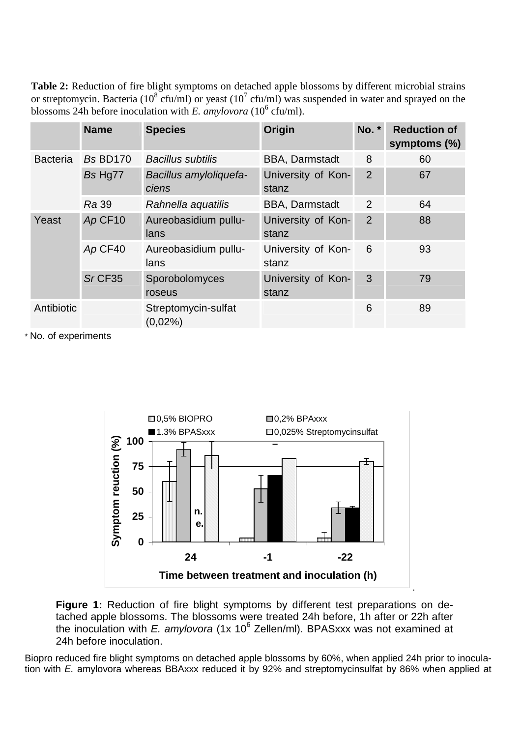**Table 2:** Reduction of fire blight symptoms on detached apple blossoms by different microbial strains or streptomycin. Bacteria ($10^8$ cfu/ml) or yeast ($10^7$ cfu/ml) was suspended in water and sprayed on the blossoms 24h before inoculation with *E. amylovora* ($10^6$ cfu/ml).

| | Name | Species | Origin | No. * | Reduction of symptoms (%) |
|---|---|---|---|---|---|
| Bacteria | *Bs* BD170 | *Bacillus subtilis* | BBA, Darmstadt | 8 | 60 |
| | *Bs* Hg77 | *Bacillus amyloliquefaciens* | University of Konstanz | 2 | 67 |
| | *Ra* 39 | *Rahnella aquatilis* | BBA, Darmstadt | 2 | 64 |
| Yeast | *Ap* CF10 | Aureobasidium pullulans | University of Konstanz | 2 | 88 |
| | *Ap* CF40 | Aureobasidium pullulans | University of Konstanz | 6 | 93 |
| | *Sr* CF35 | Sporobolomyces roseus | University of Konstanz | 3 | 79 |
| Antibiotic | | Streptomycin-sulfat (0,02%) | | 6 | 89 |

* No. of experiments

**Figure 1:** Reduction of fire blight symptoms by different test preparations on detached apple blossoms. The blossoms were treated 24h before, 1h after or 22h after the inoculation with *E. amylovora* (1x $10^6$ Zellen/ml). BPASxxx was not examined at 24h before inoculation.

Biopro reduced fire blight symptoms on detached apple blossoms by 60%, when applied 24h prior to inoculation with *E.* amylovora whereas BBAxxx reduced it by 92% and streptomycinsulfat by 86% when applied at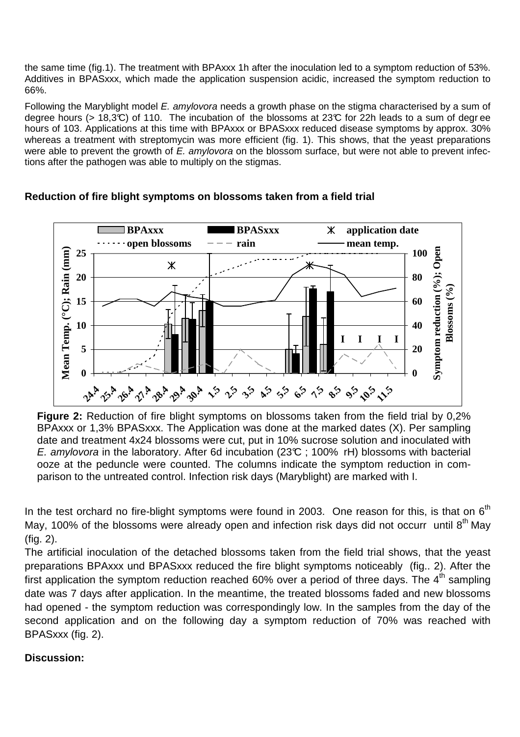the same time (fig.1). The treatment with BPAxxx 1h after the inoculation led to a symptom reduction of 53%. Additives in BPASxxx, which made the application suspension acidic, increased the symptom reduction to 66%.

Following the Maryblight model *E. amylovora* needs a growth phase on the stigma characterised by a sum of degree hours (> 18,3°C) of 110. The incubation of the blossoms at 23°C for 22h leads to a sum of degree hours of 103. Applications at this time with BPAxxx or BPASxxx reduced disease symptoms by approx. 30% whereas a treatment with streptomycin was more efficient (fig. 1). This shows, that the yeast preparations were able to prevent the growth of *E. amylovora* on the blossom surface, but were not able to prevent infections after the pathogen was able to multiply on the stigmas.

**Reduction of fire blight symptoms on blossoms taken from a field trial**

**Figure 2:** Reduction of fire blight symptoms on blossoms taken from the field trial by 0,2% BPAxxx or 1,3% BPASxxx. The Application was done at the marked dates (X). Per sampling date and treatment 4x24 blossoms were cut, put in 10% sucrose solution and inoculated with *E. amylovora* in the laboratory. After 6d incubation (23°C ; 100% rH) blossoms with bacterial ooze at the peduncle were counted. The columns indicate the symptom reduction in comparison to the untreated control. Infection risk days (Maryblight) are marked with I.

In the test orchard no fire-blight symptoms were found in 2003. One reason for this, is that on 6th May, 100% of the blossoms were already open and infection risk days did not occurr until 8th May (fig. 2).

The artificial inoculation of the detached blossoms taken from the field trial shows, that the yeast preparations BPAxxx und BPASxxx reduced the fire blight symptoms noticeably (fig.. 2). After the first application the symptom reduction reached 60% over a period of three days. The 4th sampling date was 7 days after application. In the meantime, the treated blossoms faded and new blossoms had opened - the symptom reduction was correspondingly low. In the samples from the day of the second application and on the following day a symptom reduction of 70% was reached with BPASxxx (fig. 2).

**Discussion:**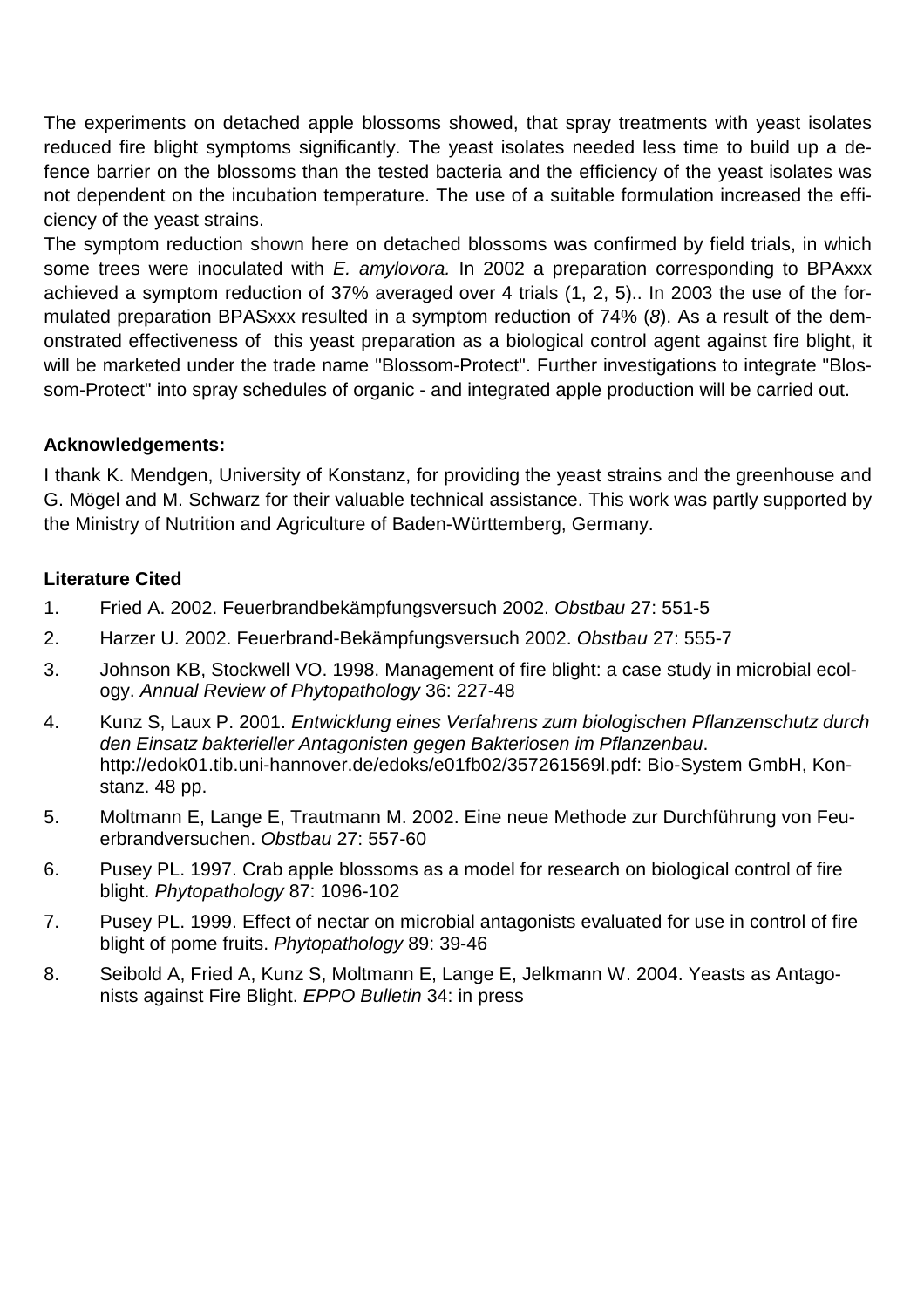The experiments on detached apple blossoms showed, that spray treatments with yeast isolates reduced fire blight symptoms significantly. The yeast isolates needed less time to build up a defence barrier on the blossoms than the tested bacteria and the efficiency of the yeast isolates was not dependent on the incubation temperature. The use of a suitable formulation increased the efficiency of the yeast strains.

The symptom reduction shown here on detached blossoms was confirmed by field trials, in which some trees were inoculated with *E. amylovora.* In 2002 a preparation corresponding to BPAxxx achieved a symptom reduction of 37% averaged over 4 trials (1, 2, 5).. In 2003 the use of the formulated preparation BPASxxx resulted in a symptom reduction of 74% (*8*). As a result of the demonstrated effectiveness of  this yeast preparation as a biological control agent against fire blight, it will be marketed under the trade name "Blossom-Protect". Further investigations to integrate "Blossom-Protect" into spray schedules of organic - and integrated apple production will be carried out.

**Acknowledgements:**

I thank K. Mendgen, University of Konstanz, for providing the yeast strains and the greenhouse and G. Mögel and M. Schwarz for their valuable technical assistance. This work was partly supported by the Ministry of Nutrition and Agriculture of Baden-Württemberg, Germany.

**Literature Cited**

1. Fried A. 2002. Feuerbrandbekämpfungsversuch 2002. *Obstbau* 27: 551-5
2. Harzer U. 2002. Feuerbrand-Bekämpfungsversuch 2002. *Obstbau* 27: 555-7
3. Johnson KB, Stockwell VO. 1998. Management of fire blight: a case study in microbial ecology. *Annual Review of Phytopathology* 36: 227-48
4. Kunz S, Laux P. 2001. *Entwicklung eines Verfahrens zum biologischen Pflanzenschutz durch den Einsatz bakterieller Antagonisten gegen Bakteriosen im Pflanzenbau*. http://edok01.tib.uni-hannover.de/edoks/e01fb02/357261569l.pdf: Bio-System GmbH, Konstanz. 48 pp.
5. Moltmann E, Lange E, Trautmann M. 2002. Eine neue Methode zur Durchführung von Feuerbrandversuchen. *Obstbau* 27: 557-60
6. Pusey PL. 1997. Crab apple blossoms as a model for research on biological control of fire blight. *Phytopathology* 87: 1096-102
7. Pusey PL. 1999. Effect of nectar on microbial antagonists evaluated for use in control of fire blight of pome fruits. *Phytopathology* 89: 39-46
8. Seibold A, Fried A, Kunz S, Moltmann E, Lange E, Jelkmann W. 2004. Yeasts as Antagonists against Fire Blight. *EPPO Bulletin* 34: in press